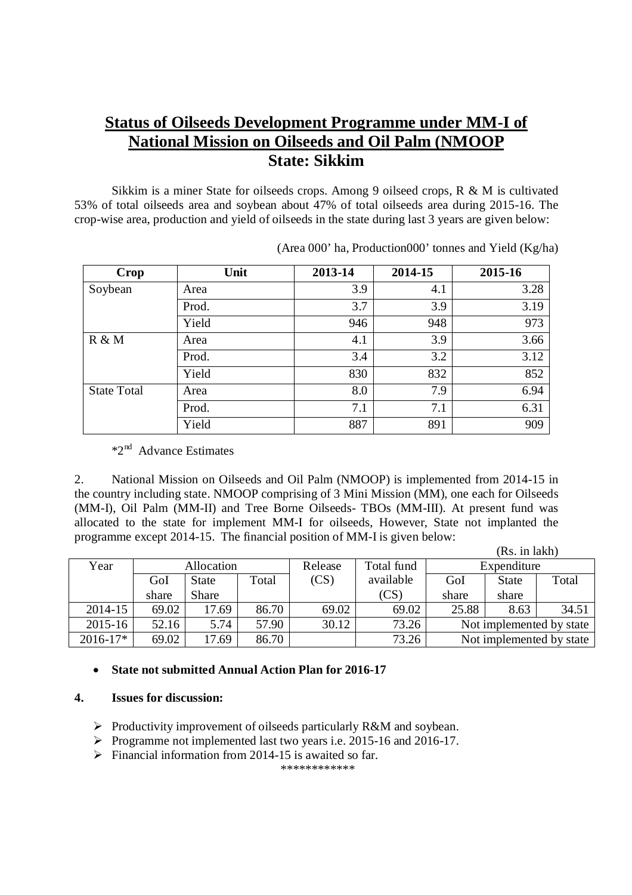# Status of Oilseeds Development Programme under MM-I of National Mission on Oilseeds and Oil Palm (NMOOP

## State: Sikkim

Sikkim is a miner State for oilseeds crops. Among 9 oilseed crops, R & M is cultivated 53% of total oilseeds area and soybean about 47% of total oilseeds area during 2015-16. The crop-wise area, production and yield of oilseeds in the state during last 3 years are given below:

(Area 000' ha, Production000' tonnes and Yield (Kg/ha)

| Crop | Unit | 2013-14 | 2014-15 | 2015-16 |
|---|---|---|---|---|
| Soybean | Area | 3.9 | 4.1 | 3.28 |
| | Prod. | 3.7 | 3.9 | 3.19 |
| | Yield | 946 | 948 | 973 |
| R & M | Area | 4.1 | 3.9 | 3.66 |
| | Prod. | 3.4 | 3.2 | 3.12 |
| | Yield | 830 | 832 | 852 |
| State Total | Area | 8.0 | 7.9 | 6.94 |
| | Prod. | 7.1 | 7.1 | 6.31 |
| | Yield | 887 | 891 | 909 |

*2nd Advance Estimates

2. National Mission on Oilseeds and Oil Palm (NMOOP) is implemented from 2014-15 in the country including state. NMOOP comprising of 3 Mini Mission (MM), one each for Oilseeds (MM-I), Oil Palm (MM-II) and Tree Borne Oilseeds- TBOs (MM-III). At present fund was allocated to the state for implement MM-I for oilseeds, However, State not implanted the programme except 2014-15. The financial position of MM-I is given below:

(Rs. in lakh)

| Year | Allocation | | | Release (CS) | Total fund available (CS) | Expenditure | | |
|---|---|---|---|---|---|---|---|---|
| | GoI share | State Share | Total | | | GoI share | State share | Total |
| 2014-15 | 69.02 | 17.69 | 86.70 | 69.02 | 69.02 | 25.88 | 8.63 | 34.51 |
| 2015-16 | 52.16 | 5.74 | 57.90 | 30.12 | 73.26 | Not implemented by state | | |
| 2016-17* | 69.02 | 17.69 | 86.70 | | 73.26 | Not implemented by state | | |

- **State not submitted Annual Action Plan for 2016-17**

**4. Issues for discussion:**

- Productivity improvement of oilseeds particularly R&M and soybean.
- Programme not implemented last two years i.e. 2015-16 and 2016-17.
- Financial information from 2014-15 is awaited so far.

************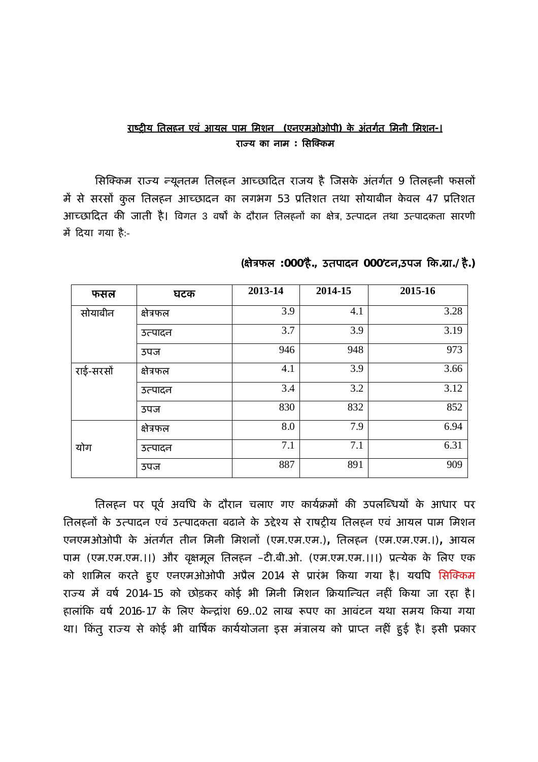**<u>राष्ट्रीय तिलहन एवं आयल पाम मिशन (एनएमओओपी) के अंतर्गत मिनी मिशन-।</u>**

**राज्य का नाम : सिक्किम**

सिक्किम राज्य न्यूनतम तिलहन आच्छादित राजय है जिसके अंतर्गत 9 तिलहनी फसलों में से सरसों कुल तिलहन आच्छादन का लगभग 53 प्रतिशत तथा सोयाबीन केवल 47 प्रतिशत आच्छादित की जाती है। विगत 3 वर्षों के दौरान तिलहनों का क्षेत्र, उत्पादन तथा उत्पादकता सारणी में दिया गया है:-

**(क्षेत्रफल :000'है., उतपादन 000'टन,उपज कि.ग्रा./है.)**

| फसल | घटक | 2013-14 | 2014-15 | 2015-16 |
|---|---|---|---|---|
| सोयाबीन | क्षेत्रफल | 3.9 | 4.1 | 3.28 |
| | उत्पादन | 3.7 | 3.9 | 3.19 |
| | उपज | 946 | 948 | 973 |
| राई-सरसों | क्षेत्रफल | 4.1 | 3.9 | 3.66 |
| | उत्पादन | 3.4 | 3.2 | 3.12 |
| | उपज | 830 | 832 | 852 |
| योग | क्षेत्रफल | 8.0 | 7.9 | 6.94 |
| | उत्पादन | 7.1 | 7.1 | 6.31 |
| | उपज | 887 | 891 | 909 |

तिलहन पर पूर्व अवधि के दौरान चलाए गए कार्यक्रमों की उपलब्धियों के आधार पर तिलहनों के उत्पादन एवं उत्पादकता बढाने के उद्देश्य से राष्ट्रीय तिलहन एवं आयल पाम मिशन एनएमओओपी के अंतर्गत तीन मिनी मिशनों (एम.एम.एम.), तिलहन (एम.एम.एम.।), आयल पाम (एम.एम.एम.।।) और वृक्षमूल तिलहन –टी.बी.ओ. (एम.एम.एम.।।।) प्रत्येक के लिए एक को शामिल करते हुए एनएमओओपी अप्रैल 2014 से प्रारंभ किया गया है। यद्यपि सिक्किम राज्य में वर्ष 2014-15 को छोड़कर कोई भी मिनी मिशन क्रियान्वित नहीं किया जा रहा है। हालांकि वर्ष 2016-17 के लिए केन्द्रांश 69..02 लाख रूपए का आवंटन यथा समय किया गया था। किंतु राज्य से कोई भी वार्षिक कार्ययोजना इस मंत्रालय को प्राप्त नहीं हुई है। इसी प्रकार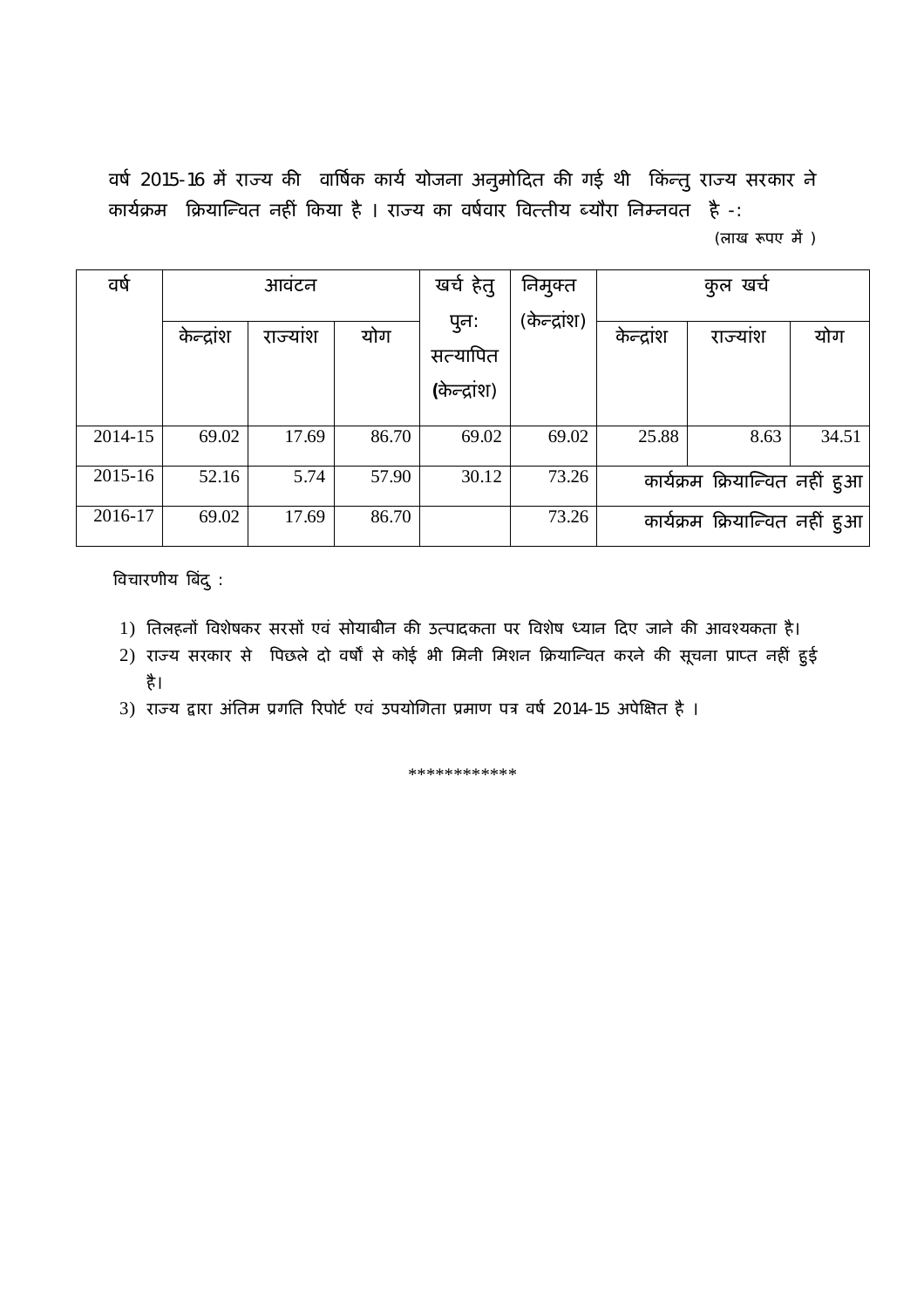वर्ष 2015-16 में राज्य की वार्षिक कार्य योजना अनुमोदित की गई थी किन्तु राज्य सरकार ने कार्यक्रम क्रियान्वित नहीं किया है । राज्य का वर्षवार वित्तीय ब्यौरा निम्नवत है -:

(लाख रूपए में )

| वर्ष | आवंटन | | | खर्च हेतु पुन: सत्यापित (केन्द्रांश) | निमुक्त (केन्द्रांश) | कुल खर्च | | |
|---|---|---|---|---|---|---|---|---|
| | केन्द्रांश | राज्यांश | योग | | | केन्द्रांश | राज्यांश | योग |
| 2014-15 | 69.02 | 17.69 | 86.70 | 69.02 | 69.02 | 25.88 | 8.63 | 34.51 |
| 2015-16 | 52.16 | 5.74 | 57.90 | 30.12 | 73.26 | कार्यक्रम क्रियान्वित नहीं हुआ | | |
| 2016-17 | 69.02 | 17.69 | 86.70 | | 73.26 | कार्यक्रम क्रियान्वित नहीं हुआ | | |

विचारणीय बिंदु :

1) तिलहनों विशेषकर सरसों एवं सोयाबीन की उत्पादकता पर विशेष ध्यान दिए जाने की आवश्यकता है।
2) राज्य सरकार से पिछले दो वर्षों से कोई भी मिनी मिशन क्रियान्वित करने की सूचना प्राप्त नहीं हुई है।
3) राज्य द्वारा अंतिम प्रगति रिपोर्ट एवं उपयोगिता प्रमाण पत्र वर्ष 2014-15 अपेक्षित है ।

************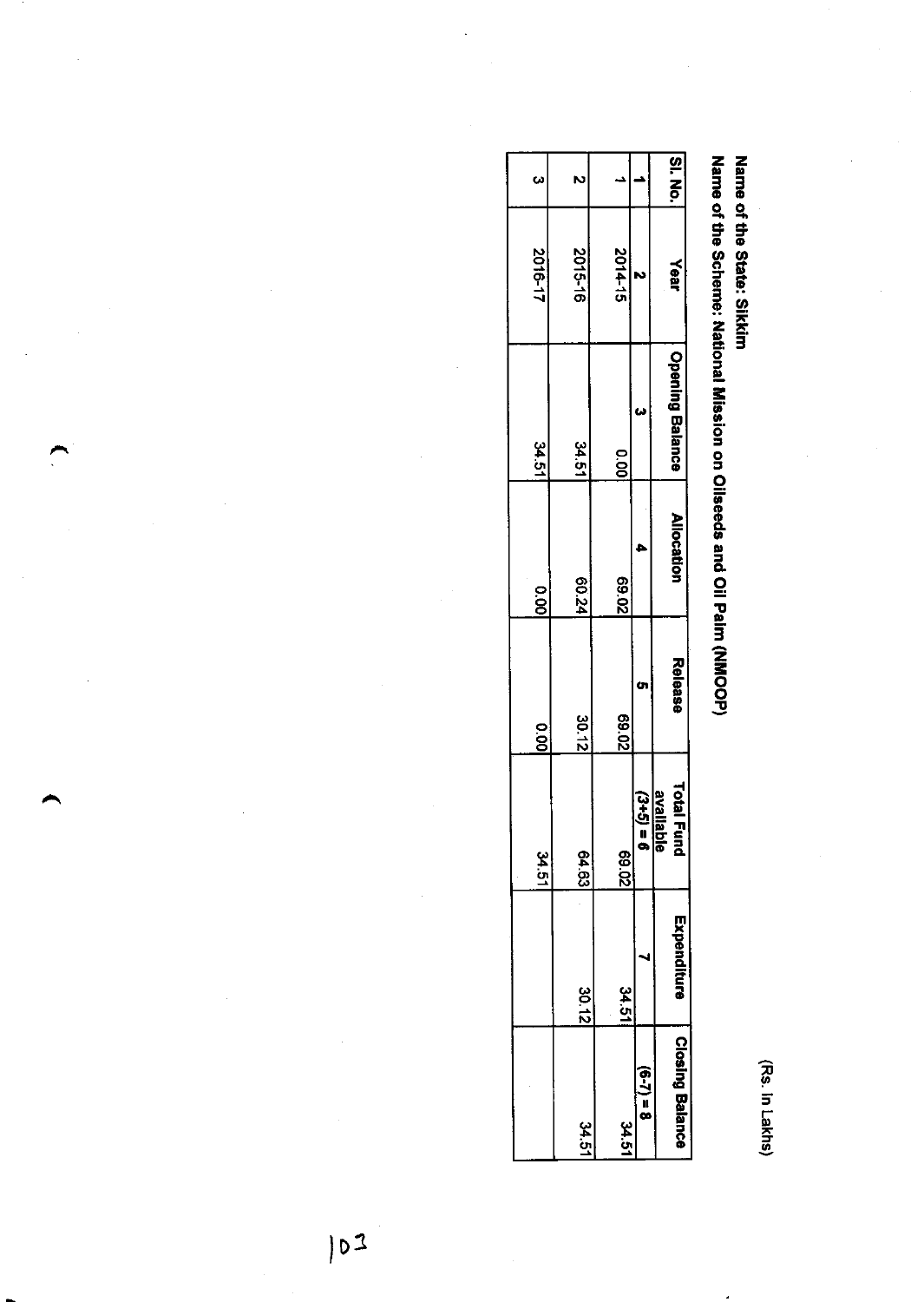Name of the State: Sikkim

Name of the Scheme: National Mission on Oilseeds and Oil Palm (NMOOP)

(Rs. In Lakhs)

| Sl. No. | Year | Opening Balance | Allocation | Release | Total Fund available | Expenditure | Closing Balance |
|---|---|---|---|---|---|---|---|
| 1 | 2 | 3 | 4 | 5 | (3+5) = 6 | 7 | (6-7) = 8 |
| 1 | 2014-15 | 0.00 | 69.02 | 69.02 | 69.02 | 34.51 | 34.51 |
| 2 | 2015-16 | 34.51 | 60.24 | 30.12 | 64.63 | 30.12 | 34.51 |
| 3 | 2016-17 | 34.51 | 0.00 | 0.00 | 34.51 | | |